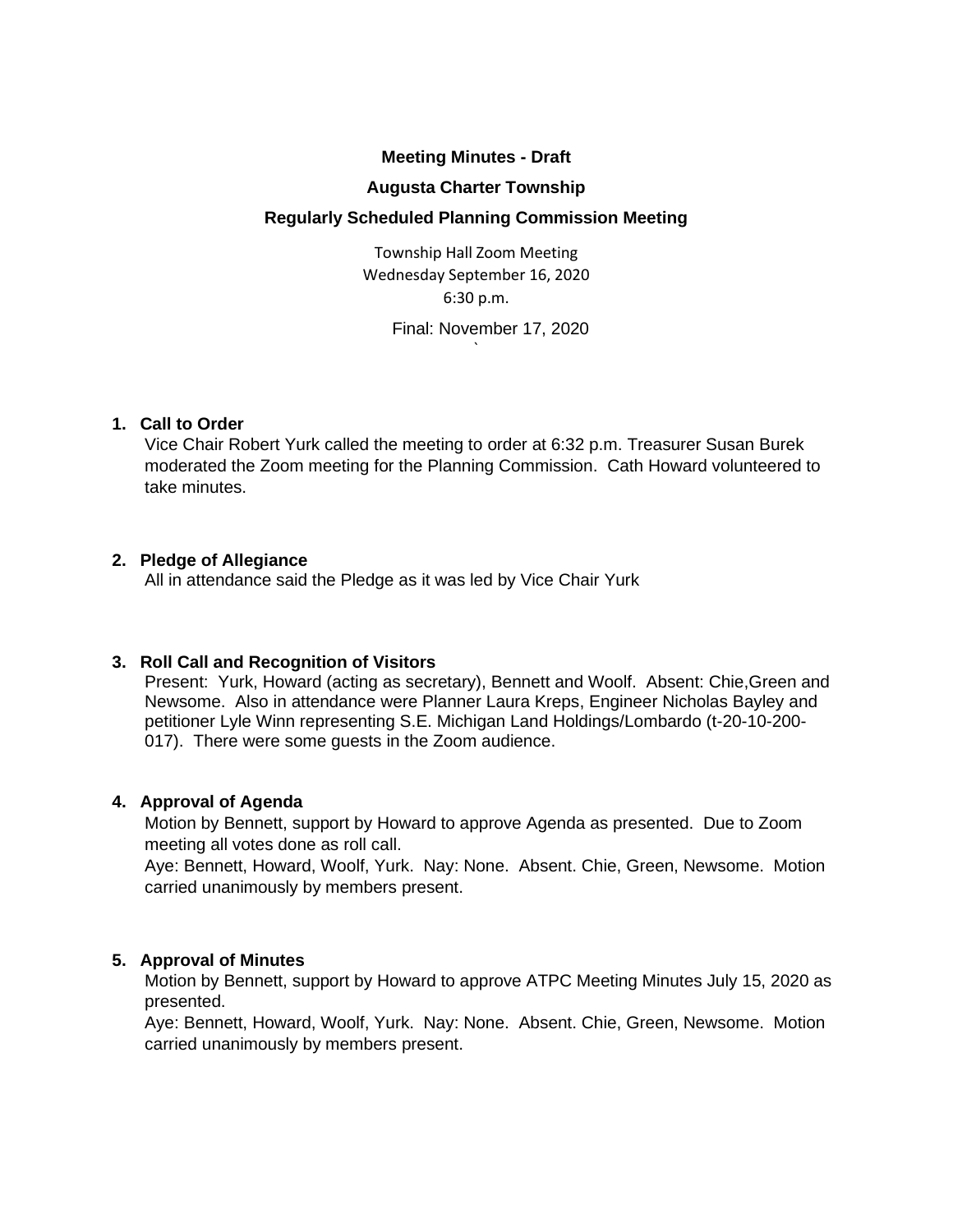**Meeting Minutes - Draft**

**Augusta Charter Township**

**Regularly Scheduled Planning Commission Meeting**

Township Hall Zoom Meeting
Wednesday September 16, 2020
6:30 p.m.

Final: November 17, 2020

## 1. Call to Order

Vice Chair Robert Yurk called the meeting to order at 6:32 p.m. Treasurer Susan Burek moderated the Zoom meeting for the Planning Commission. Cath Howard volunteered to take minutes.

## 2. Pledge of Allegiance

All in attendance said the Pledge as it was led by Vice Chair Yurk

## 3. Roll Call and Recognition of Visitors

Present: Yurk, Howard (acting as secretary), Bennett and Woolf. Absent: Chie,Green and Newsome. Also in attendance were Planner Laura Kreps, Engineer Nicholas Bayley and petitioner Lyle Winn representing S.E. Michigan Land Holdings/Lombardo (t-20-10-200-017). There were some guests in the Zoom audience.

## 4. Approval of Agenda

Motion by Bennett, support by Howard to approve Agenda as presented. Due to Zoom meeting all votes done as roll call.

Aye: Bennett, Howard, Woolf, Yurk. Nay: None. Absent. Chie, Green, Newsome. Motion carried unanimously by members present.

## 5. Approval of Minutes

Motion by Bennett, support by Howard to approve ATPC Meeting Minutes July 15, 2020 as presented.

Aye: Bennett, Howard, Woolf, Yurk. Nay: None. Absent. Chie, Green, Newsome. Motion carried unanimously by members present.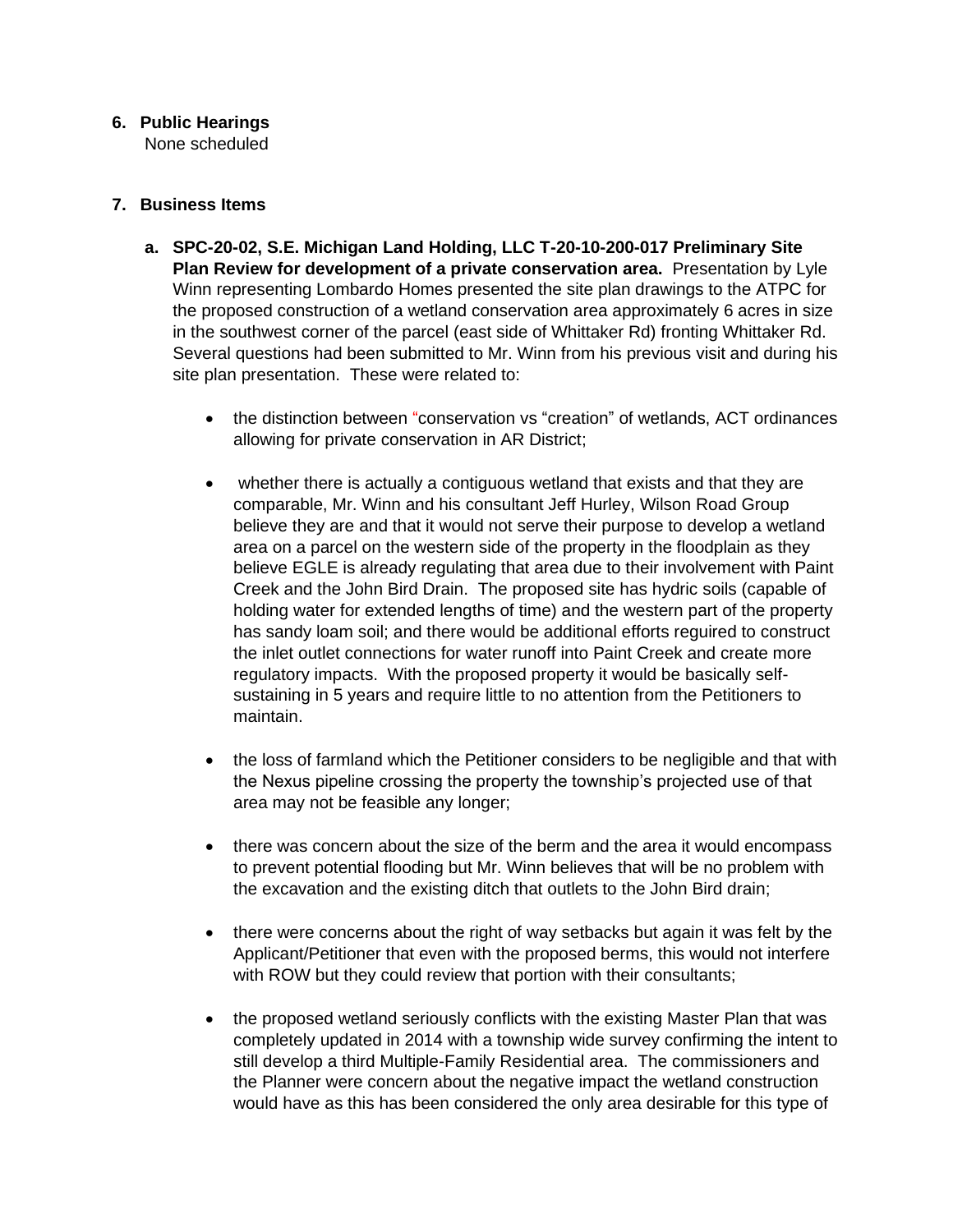6. **Public Hearings**
   None scheduled

7. **Business Items**

   a. **SPC-20-02, S.E. Michigan Land Holding, LLC T-20-10-200-017 Preliminary Site Plan Review for development of a private conservation area.** Presentation by Lyle Winn representing Lombardo Homes presented the site plan drawings to the ATPC for the proposed construction of a wetland conservation area approximately 6 acres in size in the southwest corner of the parcel (east side of Whittaker Rd) fronting Whittaker Rd. Several questions had been submitted to Mr. Winn from his previous visit and during his site plan presentation. These were related to:

   - the distinction between "conservation vs "creation" of wetlands, ACT ordinances allowing for private conservation in AR District;

   - whether there is actually a contiguous wetland that exists and that they are comparable, Mr. Winn and his consultant Jeff Hurley, Wilson Road Group believe they are and that it would not serve their purpose to develop a wetland area on a parcel on the western side of the property in the floodplain as they believe EGLE is already regulating that area due to their involvement with Paint Creek and the John Bird Drain. The proposed site has hydric soils (capable of holding water for extended lengths of time) and the western part of the property has sandy loam soil; and there would be additional efforts reguired to construct the inlet outlet connections for water runoff into Paint Creek and create more regulatory impacts. With the proposed property it would be basically self-sustaining in 5 years and require little to no attention from the Petitioners to maintain.

   - the loss of farmland which the Petitioner considers to be negligible and that with the Nexus pipeline crossing the property the township's projected use of that area may not be feasible any longer;

   - there was concern about the size of the berm and the area it would encompass to prevent potential flooding but Mr. Winn believes that will be no problem with the excavation and the existing ditch that outlets to the John Bird drain;

   - there were concerns about the right of way setbacks but again it was felt by the Applicant/Petitioner that even with the proposed berms, this would not interfere with ROW but they could review that portion with their consultants;

   - the proposed wetland seriously conflicts with the existing Master Plan that was completely updated in 2014 with a township wide survey confirming the intent to still develop a third Multiple-Family Residential area. The commissioners and the Planner were concern about the negative impact the wetland construction would have as this has been considered the only area desirable for this type of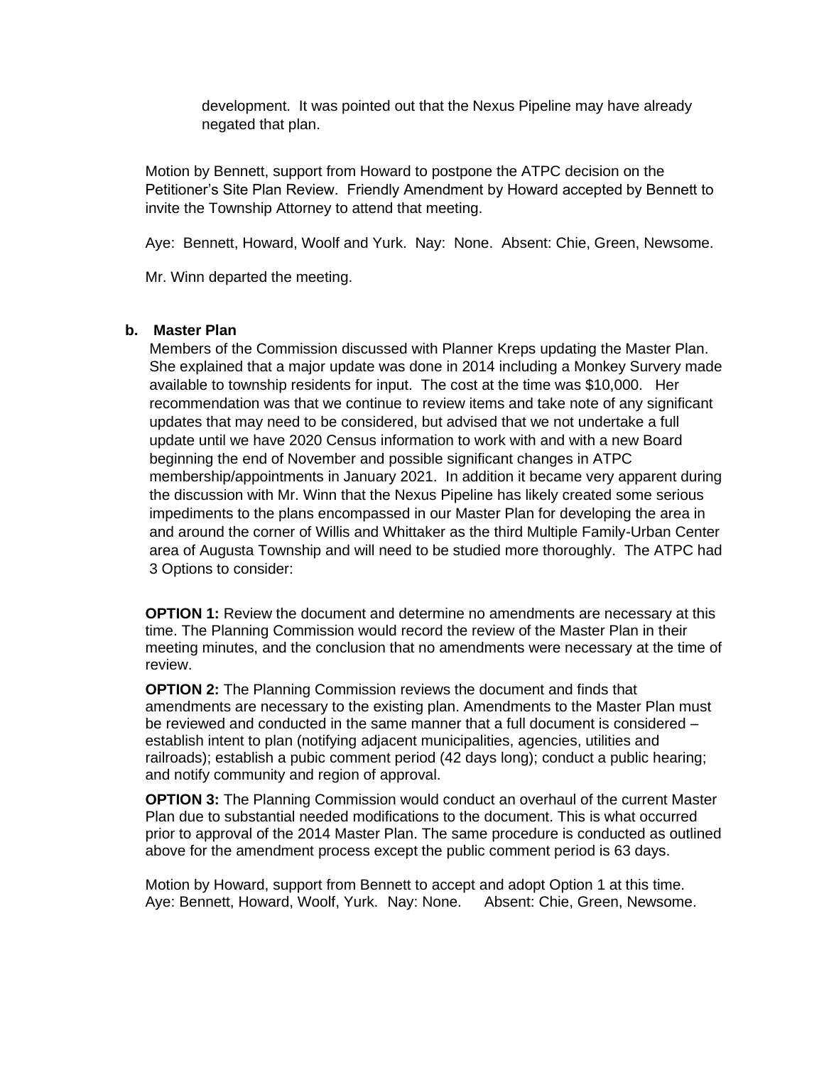development. It was pointed out that the Nexus Pipeline may have already negated that plan.

Motion by Bennett, support from Howard to postpone the ATPC decision on the Petitioner's Site Plan Review. Friendly Amendment by Howard accepted by Bennett to invite the Township Attorney to attend that meeting.

Aye: Bennett, Howard, Woolf and Yurk. Nay: None. Absent: Chie, Green, Newsome.

Mr. Winn departed the meeting.

**b. Master Plan**

Members of the Commission discussed with Planner Kreps updating the Master Plan. She explained that a major update was done in 2014 including a Monkey Survery made available to township residents for input. The cost at the time was $10,000. Her recommendation was that we continue to review items and take note of any significant updates that may need to be considered, but advised that we not undertake a full update until we have 2020 Census information to work with and with a new Board beginning the end of November and possible significant changes in ATPC membership/appointments in January 2021. In addition it became very apparent during the discussion with Mr. Winn that the Nexus Pipeline has likely created some serious impediments to the plans encompassed in our Master Plan for developing the area in and around the corner of Willis and Whittaker as the third Multiple Family-Urban Center area of Augusta Township and will need to be studied more thoroughly. The ATPC had 3 Options to consider:

**OPTION 1:** Review the document and determine no amendments are necessary at this time. The Planning Commission would record the review of the Master Plan in their meeting minutes, and the conclusion that no amendments were necessary at the time of review.

**OPTION 2:** The Planning Commission reviews the document and finds that amendments are necessary to the existing plan. Amendments to the Master Plan must be reviewed and conducted in the same manner that a full document is considered – establish intent to plan (notifying adjacent municipalities, agencies, utilities and railroads); establish a pubic comment period (42 days long); conduct a public hearing; and notify community and region of approval.

**OPTION 3:** The Planning Commission would conduct an overhaul of the current Master Plan due to substantial needed modifications to the document. This is what occurred prior to approval of the 2014 Master Plan. The same procedure is conducted as outlined above for the amendment process except the public comment period is 63 days.

Motion by Howard, support from Bennett to accept and adopt Option 1 at this time.
Aye: Bennett, Howard, Woolf, Yurk. Nay: None. Absent: Chie, Green, Newsome.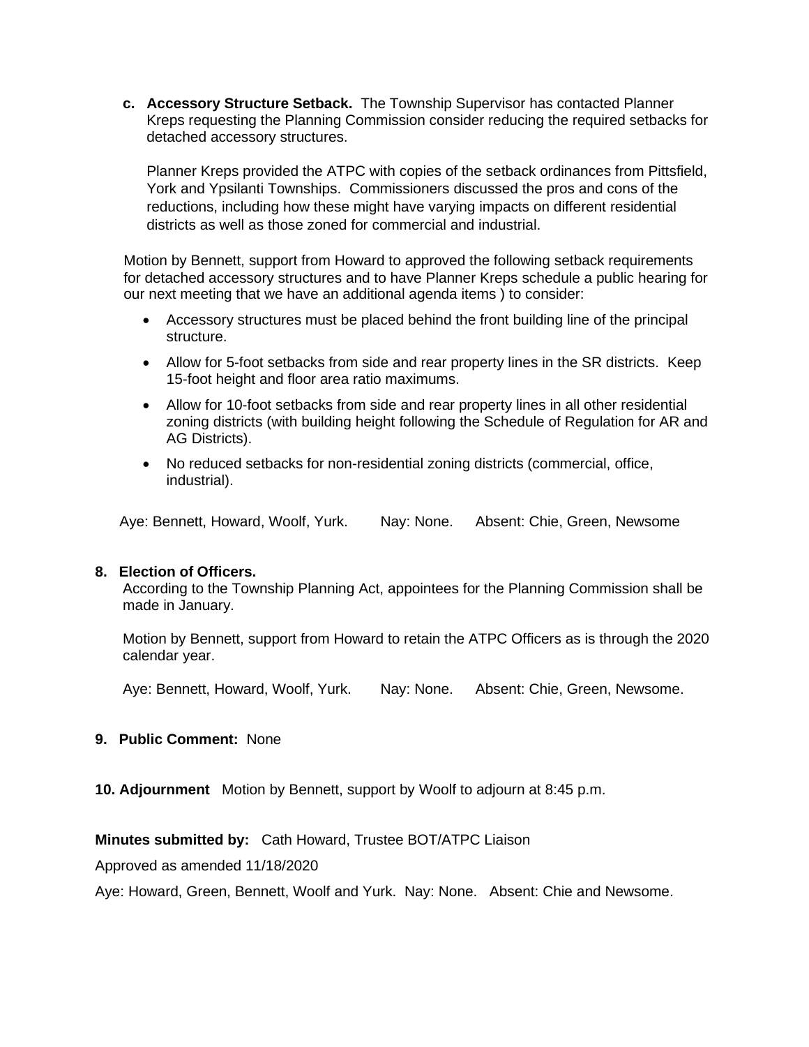c. **Accessory Structure Setback.** The Township Supervisor has contacted Planner Kreps requesting the Planning Commission consider reducing the required setbacks for detached accessory structures.

   Planner Kreps provided the ATPC with copies of the setback ordinances from Pittsfield, York and Ypsilanti Townships. Commissioners discussed the pros and cons of the reductions, including how these might have varying impacts on different residential districts as well as those zoned for commercial and industrial.

Motion by Bennett, support from Howard to approved the following setback requirements for detached accessory structures and to have Planner Kreps schedule a public hearing for our next meeting that we have an additional agenda items ) to consider:

- Accessory structures must be placed behind the front building line of the principal structure.
- Allow for 5-foot setbacks from side and rear property lines in the SR districts. Keep 15-foot height and floor area ratio maximums.
- Allow for 10-foot setbacks from side and rear property lines in all other residential zoning districts (with building height following the Schedule of Regulation for AR and AG Districts).
- No reduced setbacks for non-residential zoning districts (commercial, office, industrial).

Aye: Bennett, Howard, Woolf, Yurk. Nay: None. Absent: Chie, Green, Newsome

**8. Election of Officers.**

According to the Township Planning Act, appointees for the Planning Commission shall be made in January.

Motion by Bennett, support from Howard to retain the ATPC Officers as is through the 2020 calendar year.

Aye: Bennett, Howard, Woolf, Yurk. Nay: None. Absent: Chie, Green, Newsome.

**9. Public Comment:** None

**10. Adjournment** Motion by Bennett, support by Woolf to adjourn at 8:45 p.m.

**Minutes submitted by:** Cath Howard, Trustee BOT/ATPC Liaison

Approved as amended 11/18/2020

Aye: Howard, Green, Bennett, Woolf and Yurk. Nay: None. Absent: Chie and Newsome.